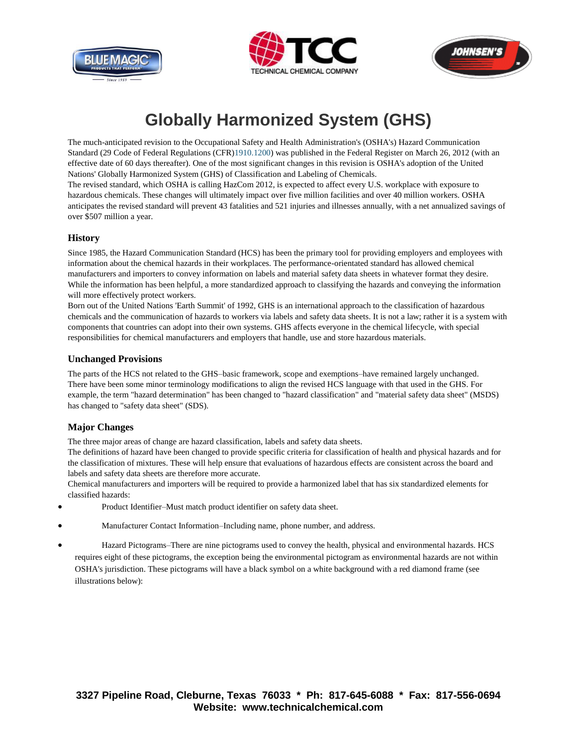# Globally Harmonized System (GHS)

The much-anticipated revision to the Occupational Safety and Health Administration's (OSHA's) Hazard Communication Standard (29 Code of Federal Regulations (CFR)1910.1200) was published in the Federal Register on March 26, 2012 (with an effective date of 60 days thereafter). One of the most significant changes in this revision is OSHA's adoption of the United Nations' Globally Harmonized System (GHS) of Classification and Labeling of Chemicals.

The revised standard, which OSHA is calling HazCom 2012, is expected to affect every U.S. workplace with exposure to hazardous chemicals. These changes will ultimately impact over five million facilities and over 40 million workers. OSHA anticipates the revised standard will prevent 43 fatalities and 521 injuries and illnesses annually, with a net annualized savings of over $507 million a year.

## History

Since 1985, the Hazard Communication Standard (HCS) has been the primary tool for providing employers and employees with information about the chemical hazards in their workplaces. The performance-orientated standard has allowed chemical manufacturers and importers to convey information on labels and material safety data sheets in whatever format they desire. While the information has been helpful, a more standardized approach to classifying the hazards and conveying the information will more effectively protect workers.

Born out of the United Nations 'Earth Summit' of 1992, GHS is an international approach to the classification of hazardous chemicals and the communication of hazards to workers via labels and safety data sheets. It is not a law; rather it is a system with components that countries can adopt into their own systems. GHS affects everyone in the chemical lifecycle, with special responsibilities for chemical manufacturers and employers that handle, use and store hazardous materials.

## Unchanged Provisions

The parts of the HCS not related to the GHS–basic framework, scope and exemptions–have remained largely unchanged. There have been some minor terminology modifications to align the revised HCS language with that used in the GHS. For example, the term "hazard determination" has been changed to "hazard classification" and "material safety data sheet" (MSDS) has changed to "safety data sheet" (SDS).

## Major Changes

The three major areas of change are hazard classification, labels and safety data sheets.

The definitions of hazard have been changed to provide specific criteria for classification of health and physical hazards and for the classification of mixtures. These will help ensure that evaluations of hazardous effects are consistent across the board and labels and safety data sheets are therefore more accurate.

Chemical manufacturers and importers will be required to provide a harmonized label that has six standardized elements for classified hazards:

- Product Identifier–Must match product identifier on safety data sheet.
- Manufacturer Contact Information–Including name, phone number, and address.
- Hazard Pictograms–There are nine pictograms used to convey the health, physical and environmental hazards. HCS requires eight of these pictograms, the exception being the environmental pictogram as environmental hazards are not within OSHA's jurisdiction. These pictograms will have a black symbol on a white background with a red diamond frame (see illustrations below):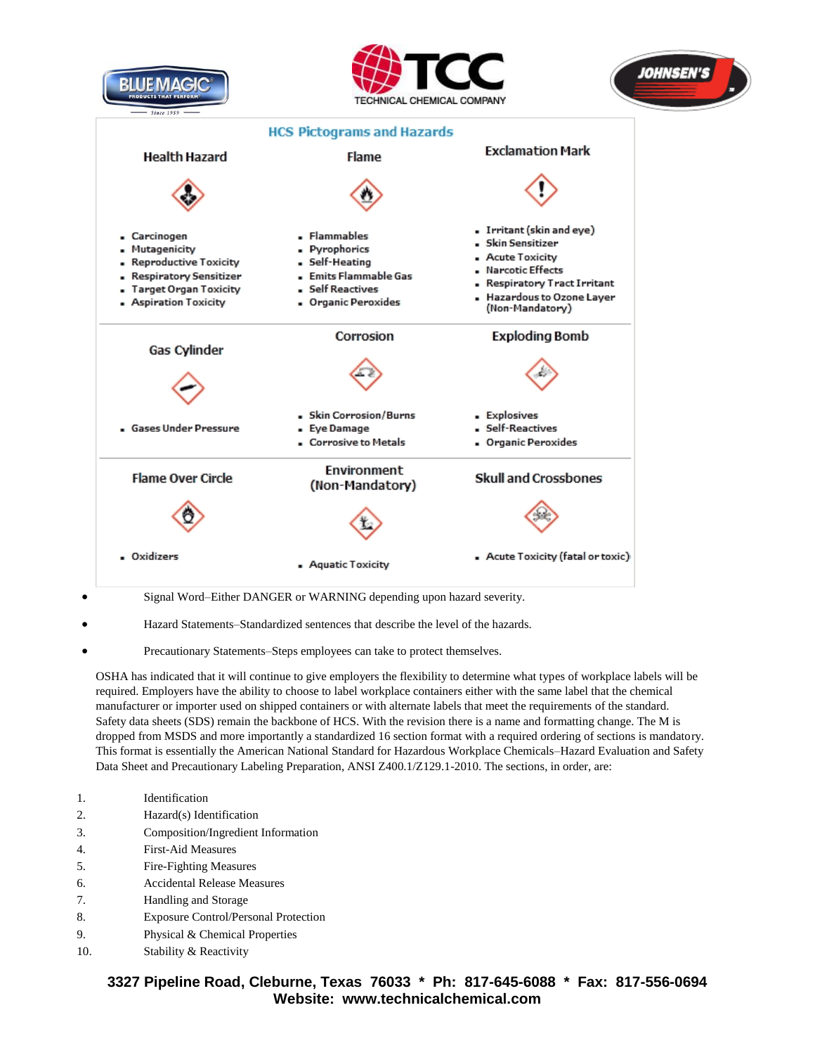## HCS Pictograms and Hazards

| Health Hazard | Flame | Exclamation Mark |
|---|---|---|
| Carcinogen; Mutagenicity; Reproductive Toxicity; Respiratory Sensitizer; Target Organ Toxicity; Aspiration Toxicity | Flammables; Pyrophorics; Self-Heating; Emits Flammable Gas; Self Reactives; Organic Peroxides | Irritant (skin and eye); Skin Sensitizer; Acute Toxicity; Narcotic Effects; Respiratory Tract Irritant; Hazardous to Ozone Layer (Non-Mandatory) |
| **Gas Cylinder** | **Corrosion** | **Exploding Bomb** |
| Gases Under Pressure | Skin Corrosion/Burns; Eye Damage; Corrosive to Metals | Explosives; Self-Reactives; Organic Peroxides |
| **Flame Over Circle** | **Environment (Non-Mandatory)** | **Skull and Crossbones** |
| Oxidizers | Aquatic Toxicity | Acute Toxicity (fatal or toxic) |

- Signal Word–Either DANGER or WARNING depending upon hazard severity.
- Hazard Statements–Standardized sentences that describe the level of the hazards.
- Precautionary Statements–Steps employees can take to protect themselves.

OSHA has indicated that it will continue to give employers the flexibility to determine what types of workplace labels will be required. Employers have the ability to choose to label workplace containers either with the same label that the chemical manufacturer or importer used on shipped containers or with alternate labels that meet the requirements of the standard. Safety data sheets (SDS) remain the backbone of HCS. With the revision there is a name and formatting change. The M is dropped from MSDS and more importantly a standardized 16 section format with a required ordering of sections is mandatory. This format is essentially the American National Standard for Hazardous Workplace Chemicals–Hazard Evaluation and Safety Data Sheet and Precautionary Labeling Preparation, ANSI Z400.1/Z129.1-2010. The sections, in order, are:

1. Identification
2. Hazard(s) Identification
3. Composition/Ingredient Information
4. First-Aid Measures
5. Fire-Fighting Measures
6. Accidental Release Measures
7. Handling and Storage
8. Exposure Control/Personal Protection
9. Physical & Chemical Properties
10. Stability & Reactivity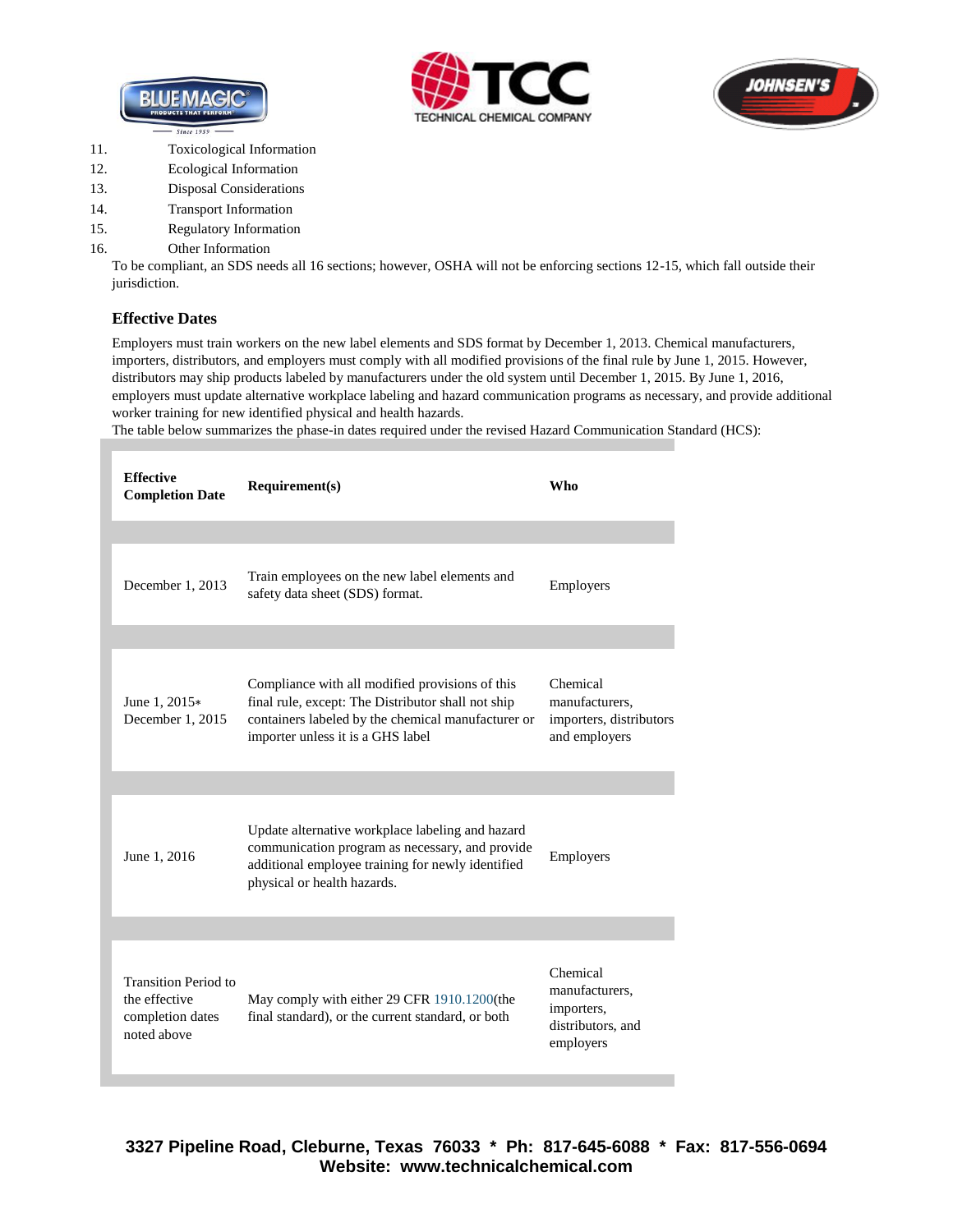11. Toxicological Information
12. Ecological Information
13. Disposal Considerations
14. Transport Information
15. Regulatory Information
16. Other Information

To be compliant, an SDS needs all 16 sections; however, OSHA will not be enforcing sections 12-15, which fall outside their jurisdiction.

## Effective Dates

Employers must train workers on the new label elements and SDS format by December 1, 2013. Chemical manufacturers, importers, distributors, and employers must comply with all modified provisions of the final rule by June 1, 2015. However, distributors may ship products labeled by manufacturers under the old system until December 1, 2015. By June 1, 2016, employers must update alternative workplace labeling and hazard communication programs as necessary, and provide additional worker training for new identified physical and health hazards.

The table below summarizes the phase-in dates required under the revised Hazard Communication Standard (HCS):

| Effective Completion Date | Requirement(s) | Who |
|---|---|---|
| December 1, 2013 | Train employees on the new label elements and safety data sheet (SDS) format. | Employers |
| June 1, 2015* December 1, 2015 | Compliance with all modified provisions of this final rule, except: The Distributor shall not ship containers labeled by the chemical manufacturer or importer unless it is a GHS label | Chemical manufacturers, importers, distributors and employers |
| June 1, 2016 | Update alternative workplace labeling and hazard communication program as necessary, and provide additional employee training for newly identified physical or health hazards. | Employers |
| Transition Period to the effective completion dates noted above | May comply with either 29 CFR 1910.1200(the final standard), or the current standard, or both | Chemical manufacturers, importers, distributors, and employers |

**3327 Pipeline Road, Cleburne, Texas 76033 * Ph: 817-645-6088 * Fax: 817-556-0694**
**Website: www.technicalchemical.com**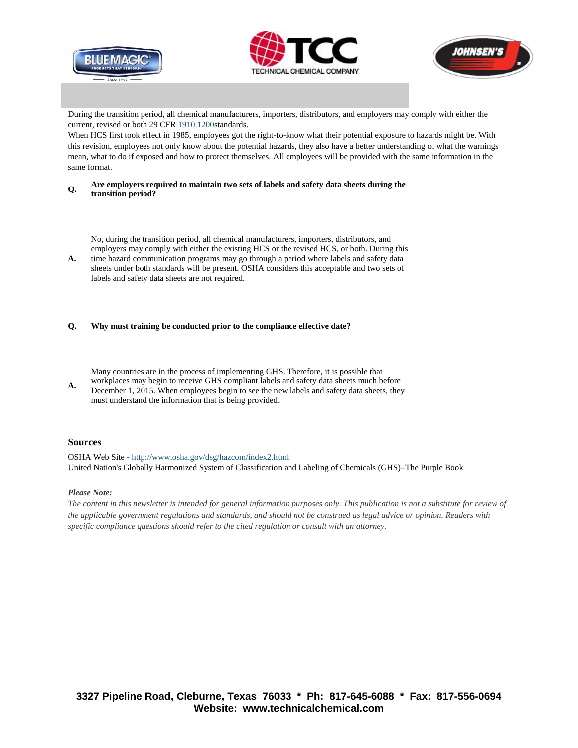During the transition period, all chemical manufacturers, importers, distributors, and employers may comply with either the current, revised or both 29 CFR 1910.1200standards.

When HCS first took effect in 1985, employees got the right-to-know what their potential exposure to hazards might be. With this revision, employees not only know about the potential hazards, they also have a better understanding of what the warnings mean, what to do if exposed and how to protect themselves. All employees will be provided with the same information in the same format.

**Q. Are employers required to maintain two sets of labels and safety data sheets during the transition period?**

**A.** No, during the transition period, all chemical manufacturers, importers, distributors, and employers may comply with either the existing HCS or the revised HCS, or both. During this time hazard communication programs may go through a period where labels and safety data sheets under both standards will be present. OSHA considers this acceptable and two sets of labels and safety data sheets are not required.

**Q. Why must training be conducted prior to the compliance effective date?**

**A.** Many countries are in the process of implementing GHS. Therefore, it is possible that workplaces may begin to receive GHS compliant labels and safety data sheets much before December 1, 2015. When employees begin to see the new labels and safety data sheets, they must understand the information that is being provided.

## Sources

OSHA Web Site - http://www.osha.gov/dsg/hazcom/index2.html
United Nation's Globally Harmonized System of Classification and Labeling of Chemicals (GHS)–The Purple Book

***Please Note:***
*The content in this newsletter is intended for general information purposes only. This publication is not a substitute for review of the applicable government regulations and standards, and should not be construed as legal advice or opinion. Readers with specific compliance questions should refer to the cited regulation or consult with an attorney.*

**3327 Pipeline Road, Cleburne, Texas 76033 * Ph: 817-645-6088 * Fax: 817-556-0694**
**Website: www.technicalchemical.com**